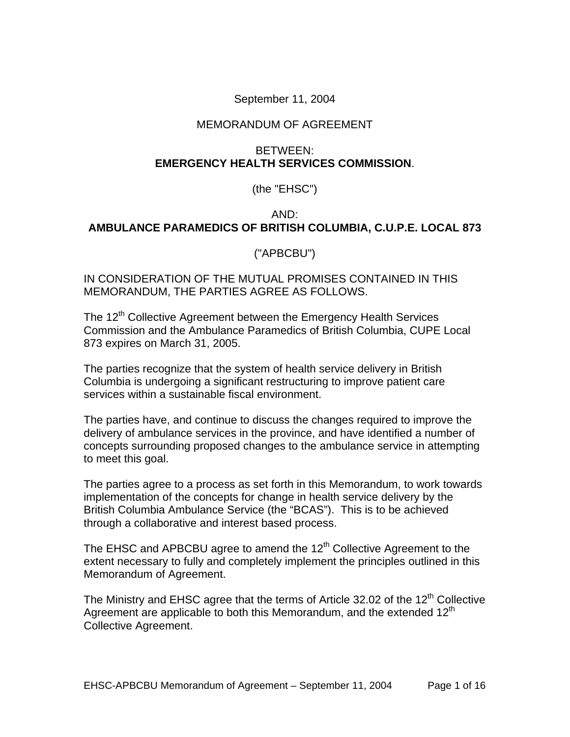September 11, 2004

MEMORANDUM OF AGREEMENT

BETWEEN:
**EMERGENCY HEALTH SERVICES COMMISSION**.

(the "EHSC")

AND:
**AMBULANCE PARAMEDICS OF BRITISH COLUMBIA, C.U.P.E. LOCAL 873**

("APBCBU")

IN CONSIDERATION OF THE MUTUAL PROMISES CONTAINED IN THIS MEMORANDUM, THE PARTIES AGREE AS FOLLOWS.

The 12th Collective Agreement between the Emergency Health Services Commission and the Ambulance Paramedics of British Columbia, CUPE Local 873 expires on March 31, 2005.

The parties recognize that the system of health service delivery in British Columbia is undergoing a significant restructuring to improve patient care services within a sustainable fiscal environment.

The parties have, and continue to discuss the changes required to improve the delivery of ambulance services in the province, and have identified a number of concepts surrounding proposed changes to the ambulance service in attempting to meet this goal.

The parties agree to a process as set forth in this Memorandum, to work towards implementation of the concepts for change in health service delivery by the British Columbia Ambulance Service (the "BCAS"). This is to be achieved through a collaborative and interest based process.

The EHSC and APBCBU agree to amend the 12th Collective Agreement to the extent necessary to fully and completely implement the principles outlined in this Memorandum of Agreement.

The Ministry and EHSC agree that the terms of Article 32.02 of the 12th Collective Agreement are applicable to both this Memorandum, and the extended 12th Collective Agreement.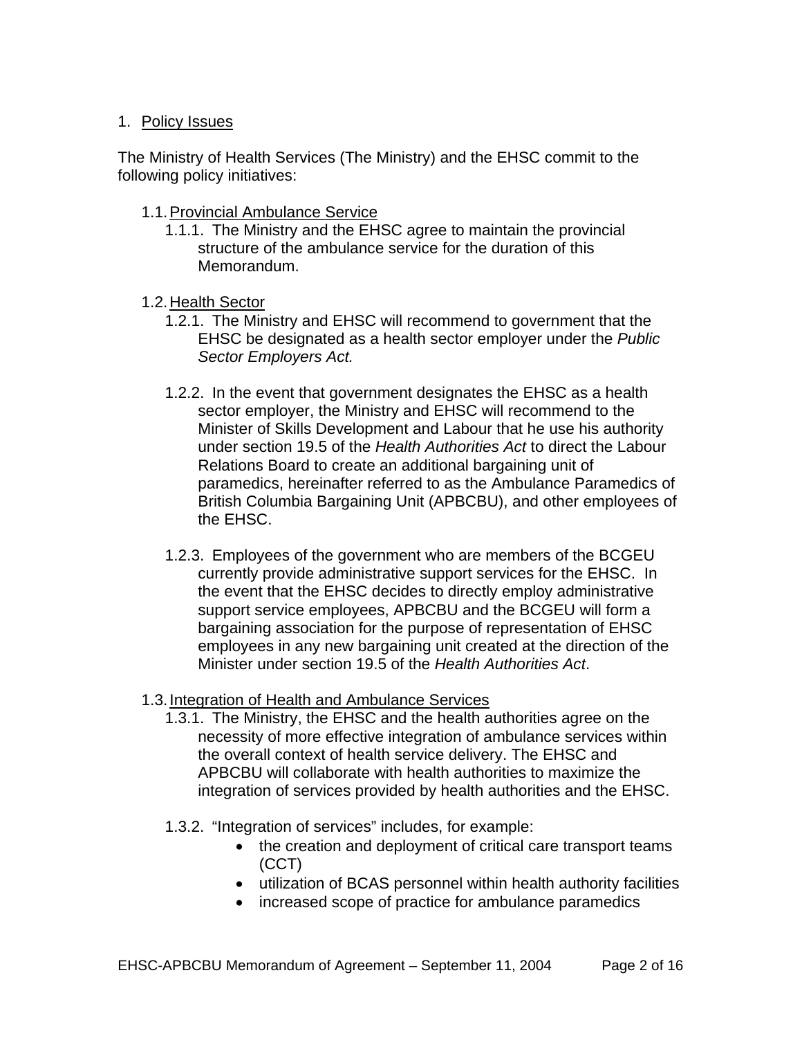## 1. Policy Issues

The Ministry of Health Services (The Ministry) and the EHSC commit to the following policy initiatives:

### 1.1. Provincial Ambulance Service

1.1.1. The Ministry and the EHSC agree to maintain the provincial structure of the ambulance service for the duration of this Memorandum.

### 1.2. Health Sector

1.2.1. The Ministry and EHSC will recommend to government that the EHSC be designated as a health sector employer under the *Public Sector Employers Act.*

1.2.2. In the event that government designates the EHSC as a health sector employer, the Ministry and EHSC will recommend to the Minister of Skills Development and Labour that he use his authority under section 19.5 of the *Health Authorities Act* to direct the Labour Relations Board to create an additional bargaining unit of paramedics, hereinafter referred to as the Ambulance Paramedics of British Columbia Bargaining Unit (APBCBU), and other employees of the EHSC.

1.2.3. Employees of the government who are members of the BCGEU currently provide administrative support services for the EHSC. In the event that the EHSC decides to directly employ administrative support service employees, APBCBU and the BCGEU will form a bargaining association for the purpose of representation of EHSC employees in any new bargaining unit created at the direction of the Minister under section 19.5 of the *Health Authorities Act*.

### 1.3. Integration of Health and Ambulance Services

1.3.1. The Ministry, the EHSC and the health authorities agree on the necessity of more effective integration of ambulance services within the overall context of health service delivery. The EHSC and APBCBU will collaborate with health authorities to maximize the integration of services provided by health authorities and the EHSC.

1.3.2. "Integration of services" includes, for example:

- the creation and deployment of critical care transport teams (CCT)
- utilization of BCAS personnel within health authority facilities
- increased scope of practice for ambulance paramedics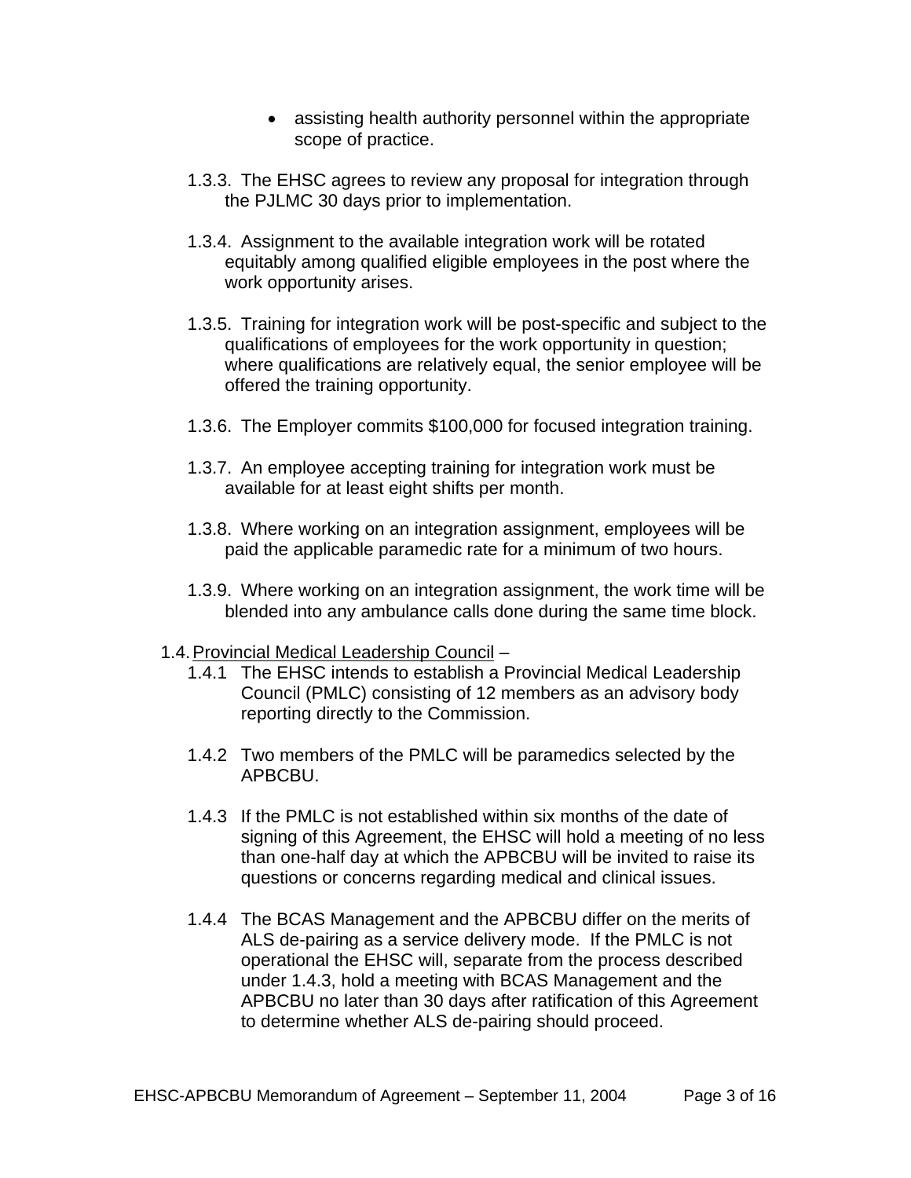- assisting health authority personnel within the appropriate scope of practice.

1.3.3. The EHSC agrees to review any proposal for integration through the PJLMC 30 days prior to implementation.

1.3.4. Assignment to the available integration work will be rotated equitably among qualified eligible employees in the post where the work opportunity arises.

1.3.5. Training for integration work will be post-specific and subject to the qualifications of employees for the work opportunity in question; where qualifications are relatively equal, the senior employee will be offered the training opportunity.

1.3.6. The Employer commits $100,000 for focused integration training.

1.3.7. An employee accepting training for integration work must be available for at least eight shifts per month.

1.3.8. Where working on an integration assignment, employees will be paid the applicable paramedic rate for a minimum of two hours.

1.3.9. Where working on an integration assignment, the work time will be blended into any ambulance calls done during the same time block.

1.4. Provincial Medical Leadership Council –

1.4.1 The EHSC intends to establish a Provincial Medical Leadership Council (PMLC) consisting of 12 members as an advisory body reporting directly to the Commission.

1.4.2 Two members of the PMLC will be paramedics selected by the APBCBU.

1.4.3 If the PMLC is not established within six months of the date of signing of this Agreement, the EHSC will hold a meeting of no less than one-half day at which the APBCBU will be invited to raise its questions or concerns regarding medical and clinical issues.

1.4.4 The BCAS Management and the APBCBU differ on the merits of ALS de-pairing as a service delivery mode. If the PMLC is not operational the EHSC will, separate from the process described under 1.4.3, hold a meeting with BCAS Management and the APBCBU no later than 30 days after ratification of this Agreement to determine whether ALS de-pairing should proceed.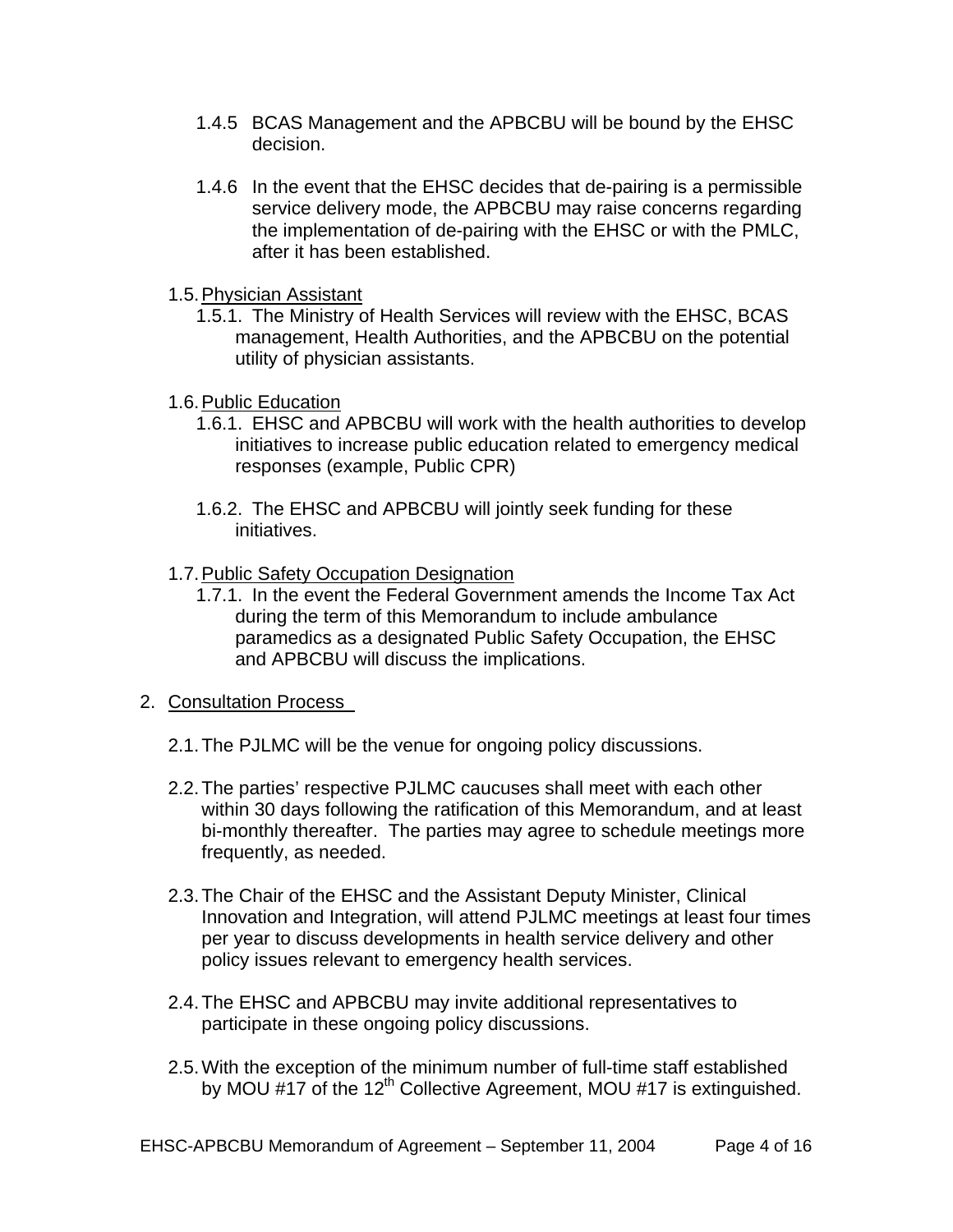1.4.5 BCAS Management and the APBCBU will be bound by the EHSC decision.

1.4.6 In the event that the EHSC decides that de-pairing is a permissible service delivery mode, the APBCBU may raise concerns regarding the implementation of de-pairing with the EHSC or with the PMLC, after it has been established.

1.5. Physician Assistant

1.5.1. The Ministry of Health Services will review with the EHSC, BCAS management, Health Authorities, and the APBCBU on the potential utility of physician assistants.

1.6. Public Education

1.6.1. EHSC and APBCBU will work with the health authorities to develop initiatives to increase public education related to emergency medical responses (example, Public CPR)

1.6.2. The EHSC and APBCBU will jointly seek funding for these initiatives.

1.7. Public Safety Occupation Designation

1.7.1. In the event the Federal Government amends the Income Tax Act during the term of this Memorandum to include ambulance paramedics as a designated Public Safety Occupation, the EHSC and APBCBU will discuss the implications.

2. Consultation Process

2.1. The PJLMC will be the venue for ongoing policy discussions.

2.2. The parties' respective PJLMC caucuses shall meet with each other within 30 days following the ratification of this Memorandum, and at least bi-monthly thereafter. The parties may agree to schedule meetings more frequently, as needed.

2.3. The Chair of the EHSC and the Assistant Deputy Minister, Clinical Innovation and Integration, will attend PJLMC meetings at least four times per year to discuss developments in health service delivery and other policy issues relevant to emergency health services.

2.4. The EHSC and APBCBU may invite additional representatives to participate in these ongoing policy discussions.

2.5. With the exception of the minimum number of full-time staff established by MOU #17 of the 12th Collective Agreement, MOU #17 is extinguished.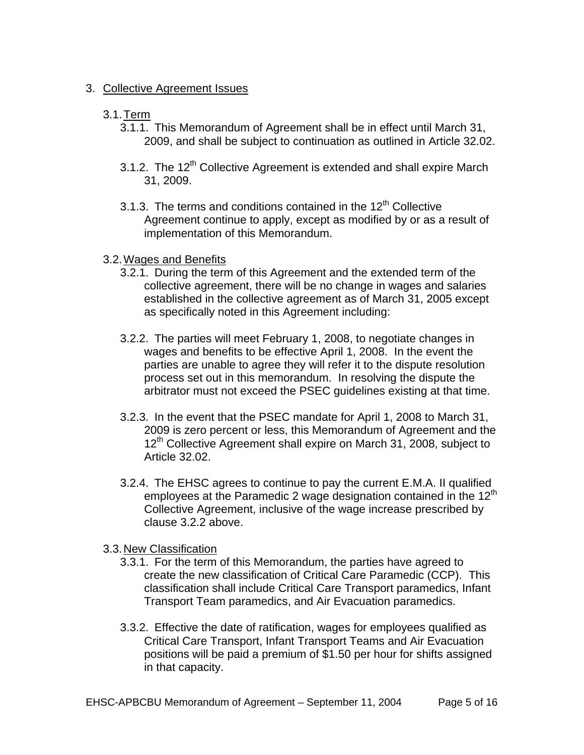3. <u>Collective Agreement Issues</u>

   3.1. <u>Term</u>

   3.1.1. This Memorandum of Agreement shall be in effect until March 31, 2009, and shall be subject to continuation as outlined in Article 32.02.

   3.1.2. The 12th Collective Agreement is extended and shall expire March 31, 2009.

   3.1.3. The terms and conditions contained in the 12th Collective Agreement continue to apply, except as modified by or as a result of implementation of this Memorandum.

   3.2. <u>Wages and Benefits</u>

   3.2.1. During the term of this Agreement and the extended term of the collective agreement, there will be no change in wages and salaries established in the collective agreement as of March 31, 2005 except as specifically noted in this Agreement including:

   3.2.2. The parties will meet February 1, 2008, to negotiate changes in wages and benefits to be effective April 1, 2008. In the event the parties are unable to agree they will refer it to the dispute resolution process set out in this memorandum. In resolving the dispute the arbitrator must not exceed the PSEC guidelines existing at that time.

   3.2.3. In the event that the PSEC mandate for April 1, 2008 to March 31, 2009 is zero percent or less, this Memorandum of Agreement and the 12th Collective Agreement shall expire on March 31, 2008, subject to Article 32.02.

   3.2.4. The EHSC agrees to continue to pay the current E.M.A. II qualified employees at the Paramedic 2 wage designation contained in the 12th Collective Agreement, inclusive of the wage increase prescribed by clause 3.2.2 above.

   3.3. <u>New Classification</u>

   3.3.1. For the term of this Memorandum, the parties have agreed to create the new classification of Critical Care Paramedic (CCP). This classification shall include Critical Care Transport paramedics, Infant Transport Team paramedics, and Air Evacuation paramedics.

   3.3.2. Effective the date of ratification, wages for employees qualified as Critical Care Transport, Infant Transport Teams and Air Evacuation positions will be paid a premium of $1.50 per hour for shifts assigned in that capacity.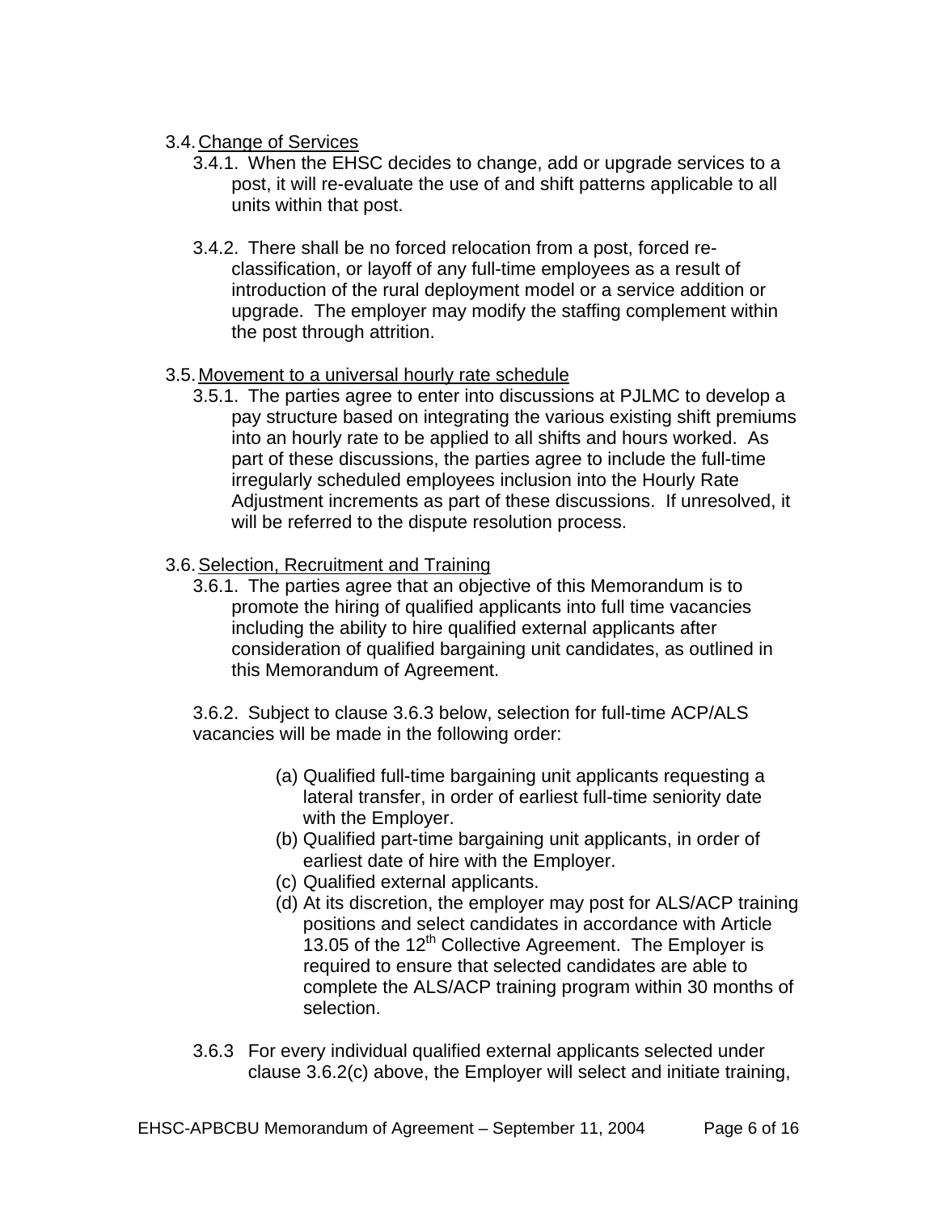### 3.4. Change of Services

3.4.1. When the EHSC decides to change, add or upgrade services to a post, it will re-evaluate the use of and shift patterns applicable to all units within that post.

3.4.2. There shall be no forced relocation from a post, forced re-classification, or layoff of any full-time employees as a result of introduction of the rural deployment model or a service addition or upgrade. The employer may modify the staffing complement within the post through attrition.

### 3.5. Movement to a universal hourly rate schedule

3.5.1. The parties agree to enter into discussions at PJLMC to develop a pay structure based on integrating the various existing shift premiums into an hourly rate to be applied to all shifts and hours worked. As part of these discussions, the parties agree to include the full-time irregularly scheduled employees inclusion into the Hourly Rate Adjustment increments as part of these discussions. If unresolved, it will be referred to the dispute resolution process.

### 3.6. Selection, Recruitment and Training

3.6.1. The parties agree that an objective of this Memorandum is to promote the hiring of qualified applicants into full time vacancies including the ability to hire qualified external applicants after consideration of qualified bargaining unit candidates, as outlined in this Memorandum of Agreement.

3.6.2. Subject to clause 3.6.3 below, selection for full-time ACP/ALS vacancies will be made in the following order:

(a) Qualified full-time bargaining unit applicants requesting a lateral transfer, in order of earliest full-time seniority date with the Employer.
(b) Qualified part-time bargaining unit applicants, in order of earliest date of hire with the Employer.
(c) Qualified external applicants.
(d) At its discretion, the employer may post for ALS/ACP training positions and select candidates in accordance with Article 13.05 of the 12th Collective Agreement. The Employer is required to ensure that selected candidates are able to complete the ALS/ACP training program within 30 months of selection.

3.6.3 For every individual qualified external applicants selected under clause 3.6.2(c) above, the Employer will select and initiate training,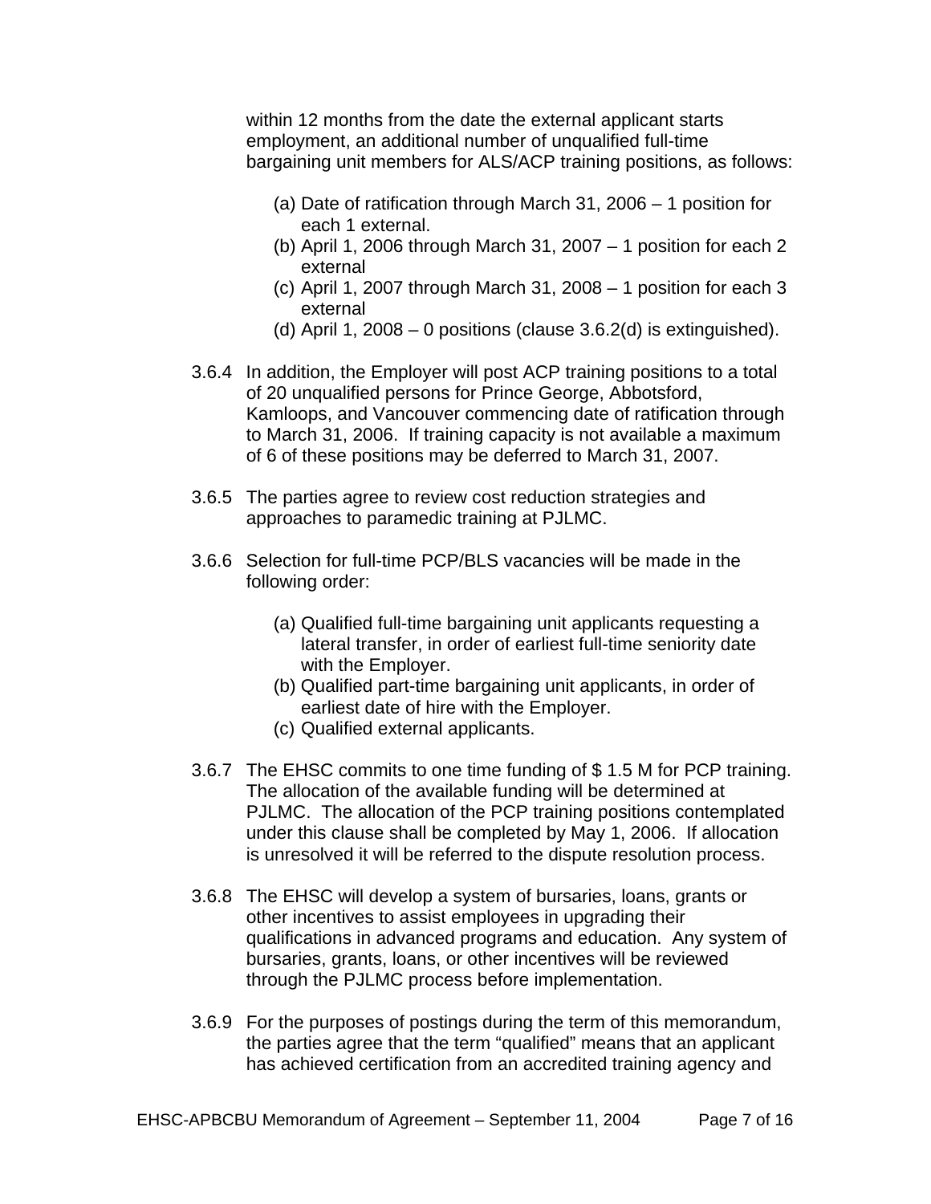within 12 months from the date the external applicant starts employment, an additional number of unqualified full-time bargaining unit members for ALS/ACP training positions, as follows:

(a) Date of ratification through March 31, 2006 – 1 position for each 1 external.
(b) April 1, 2006 through March 31, 2007 – 1 position for each 2 external
(c) April 1, 2007 through March 31, 2008 – 1 position for each 3 external
(d) April 1, 2008 – 0 positions (clause 3.6.2(d) is extinguished).

3.6.4 In addition, the Employer will post ACP training positions to a total of 20 unqualified persons for Prince George, Abbotsford, Kamloops, and Vancouver commencing date of ratification through to March 31, 2006. If training capacity is not available a maximum of 6 of these positions may be deferred to March 31, 2007.

3.6.5 The parties agree to review cost reduction strategies and approaches to paramedic training at PJLMC.

3.6.6 Selection for full-time PCP/BLS vacancies will be made in the following order:

(a) Qualified full-time bargaining unit applicants requesting a lateral transfer, in order of earliest full-time seniority date with the Employer.
(b) Qualified part-time bargaining unit applicants, in order of earliest date of hire with the Employer.
(c) Qualified external applicants.

3.6.7 The EHSC commits to one time funding of $ 1.5 M for PCP training. The allocation of the available funding will be determined at PJLMC. The allocation of the PCP training positions contemplated under this clause shall be completed by May 1, 2006. If allocation is unresolved it will be referred to the dispute resolution process.

3.6.8 The EHSC will develop a system of bursaries, loans, grants or other incentives to assist employees in upgrading their qualifications in advanced programs and education. Any system of bursaries, grants, loans, or other incentives will be reviewed through the PJLMC process before implementation.

3.6.9 For the purposes of postings during the term of this memorandum, the parties agree that the term "qualified" means that an applicant has achieved certification from an accredited training agency and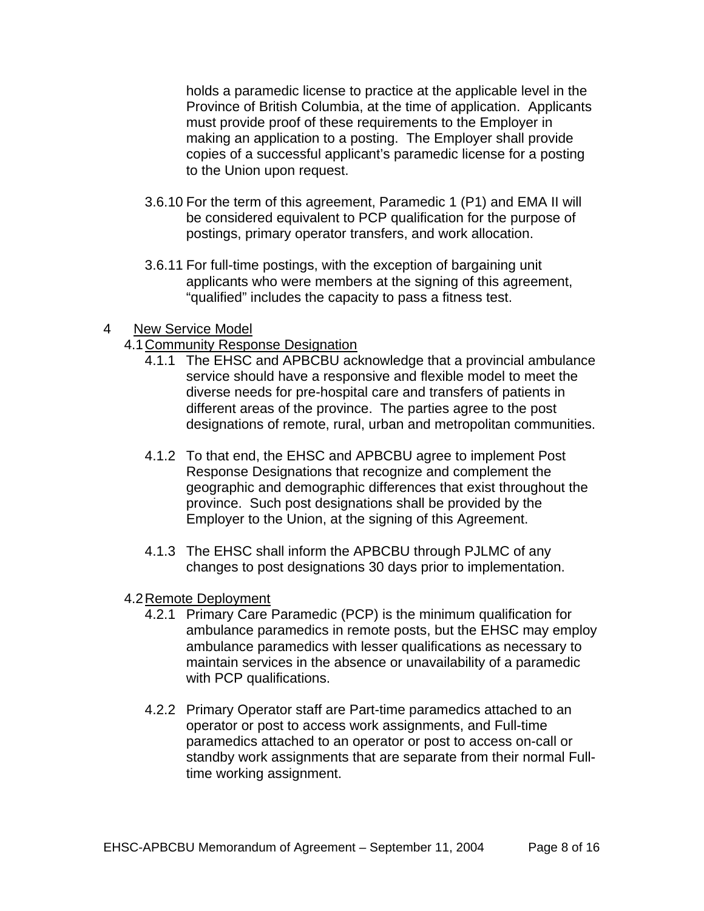holds a paramedic license to practice at the applicable level in the Province of British Columbia, at the time of application. Applicants must provide proof of these requirements to the Employer in making an application to a posting. The Employer shall provide copies of a successful applicant's paramedic license for a posting to the Union upon request.

3.6.10 For the term of this agreement, Paramedic 1 (P1) and EMA II will be considered equivalent to PCP qualification for the purpose of postings, primary operator transfers, and work allocation.

3.6.11 For full-time postings, with the exception of bargaining unit applicants who were members at the signing of this agreement, "qualified" includes the capacity to pass a fitness test.

## 4 New Service Model

### 4.1 Community Response Designation

4.1.1 The EHSC and APBCBU acknowledge that a provincial ambulance service should have a responsive and flexible model to meet the diverse needs for pre-hospital care and transfers of patients in different areas of the province. The parties agree to the post designations of remote, rural, urban and metropolitan communities.

4.1.2 To that end, the EHSC and APBCBU agree to implement Post Response Designations that recognize and complement the geographic and demographic differences that exist throughout the province. Such post designations shall be provided by the Employer to the Union, at the signing of this Agreement.

4.1.3 The EHSC shall inform the APBCBU through PJLMC of any changes to post designations 30 days prior to implementation.

### 4.2 Remote Deployment

4.2.1 Primary Care Paramedic (PCP) is the minimum qualification for ambulance paramedics in remote posts, but the EHSC may employ ambulance paramedics with lesser qualifications as necessary to maintain services in the absence or unavailability of a paramedic with PCP qualifications.

4.2.2 Primary Operator staff are Part-time paramedics attached to an operator or post to access work assignments, and Full-time paramedics attached to an operator or post to access on-call or standby work assignments that are separate from their normal Full-time working assignment.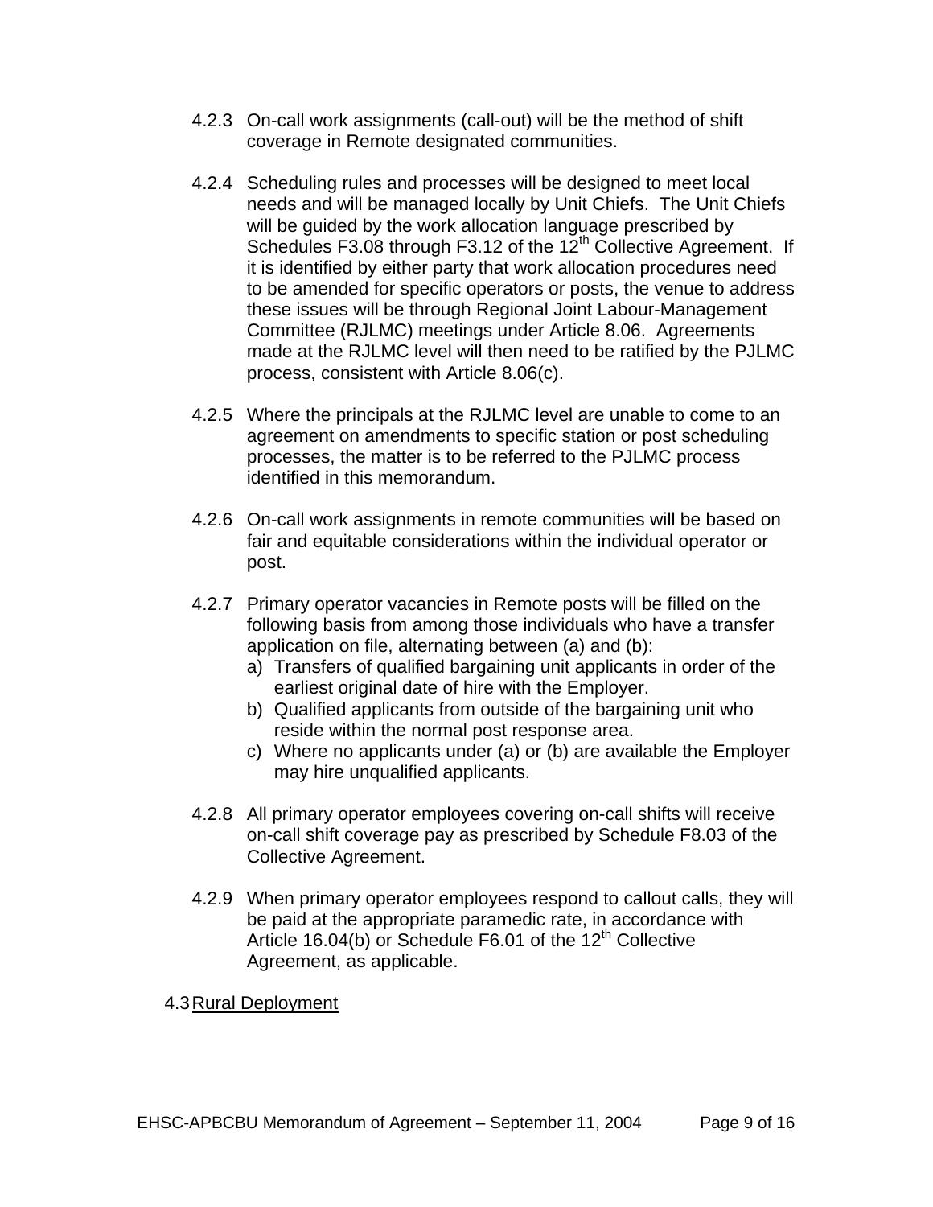4.2.3 On-call work assignments (call-out) will be the method of shift coverage in Remote designated communities.

4.2.4 Scheduling rules and processes will be designed to meet local needs and will be managed locally by Unit Chiefs. The Unit Chiefs will be guided by the work allocation language prescribed by Schedules F3.08 through F3.12 of the 12th Collective Agreement. If it is identified by either party that work allocation procedures need to be amended for specific operators or posts, the venue to address these issues will be through Regional Joint Labour-Management Committee (RJLMC) meetings under Article 8.06. Agreements made at the RJLMC level will then need to be ratified by the PJLMC process, consistent with Article 8.06(c).

4.2.5 Where the principals at the RJLMC level are unable to come to an agreement on amendments to specific station or post scheduling processes, the matter is to be referred to the PJLMC process identified in this memorandum.

4.2.6 On-call work assignments in remote communities will be based on fair and equitable considerations within the individual operator or post.

4.2.7 Primary operator vacancies in Remote posts will be filled on the following basis from among those individuals who have a transfer application on file, alternating between (a) and (b):

a) Transfers of qualified bargaining unit applicants in order of the earliest original date of hire with the Employer.
b) Qualified applicants from outside of the bargaining unit who reside within the normal post response area.
c) Where no applicants under (a) or (b) are available the Employer may hire unqualified applicants.

4.2.8 All primary operator employees covering on-call shifts will receive on-call shift coverage pay as prescribed by Schedule F8.03 of the Collective Agreement.

4.2.9 When primary operator employees respond to callout calls, they will be paid at the appropriate paramedic rate, in accordance with Article 16.04(b) or Schedule F6.01 of the 12th Collective Agreement, as applicable.

4.3 Rural Deployment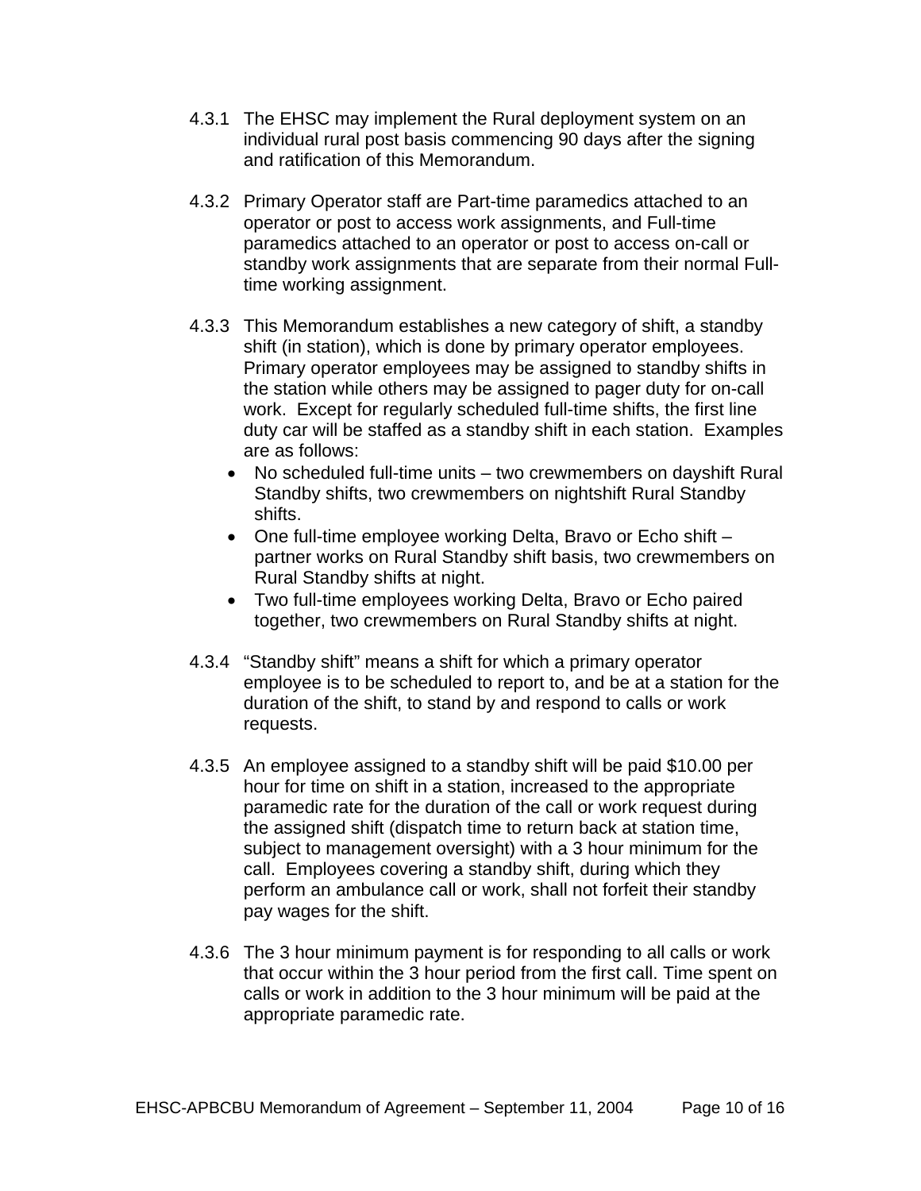4.3.1 The EHSC may implement the Rural deployment system on an individual rural post basis commencing 90 days after the signing and ratification of this Memorandum.

4.3.2 Primary Operator staff are Part-time paramedics attached to an operator or post to access work assignments, and Full-time paramedics attached to an operator or post to access on-call or standby work assignments that are separate from their normal Full-time working assignment.

4.3.3 This Memorandum establishes a new category of shift, a standby shift (in station), which is done by primary operator employees. Primary operator employees may be assigned to standby shifts in the station while others may be assigned to pager duty for on-call work. Except for regularly scheduled full-time shifts, the first line duty car will be staffed as a standby shift in each station. Examples are as follows:

- No scheduled full-time units – two crewmembers on dayshift Rural Standby shifts, two crewmembers on nightshift Rural Standby shifts.
- One full-time employee working Delta, Bravo or Echo shift – partner works on Rural Standby shift basis, two crewmembers on Rural Standby shifts at night.
- Two full-time employees working Delta, Bravo or Echo paired together, two crewmembers on Rural Standby shifts at night.

4.3.4 "Standby shift" means a shift for which a primary operator employee is to be scheduled to report to, and be at a station for the duration of the shift, to stand by and respond to calls or work requests.

4.3.5 An employee assigned to a standby shift will be paid $10.00 per hour for time on shift in a station, increased to the appropriate paramedic rate for the duration of the call or work request during the assigned shift (dispatch time to return back at station time, subject to management oversight) with a 3 hour minimum for the call. Employees covering a standby shift, during which they perform an ambulance call or work, shall not forfeit their standby pay wages for the shift.

4.3.6 The 3 hour minimum payment is for responding to all calls or work that occur within the 3 hour period from the first call. Time spent on calls or work in addition to the 3 hour minimum will be paid at the appropriate paramedic rate.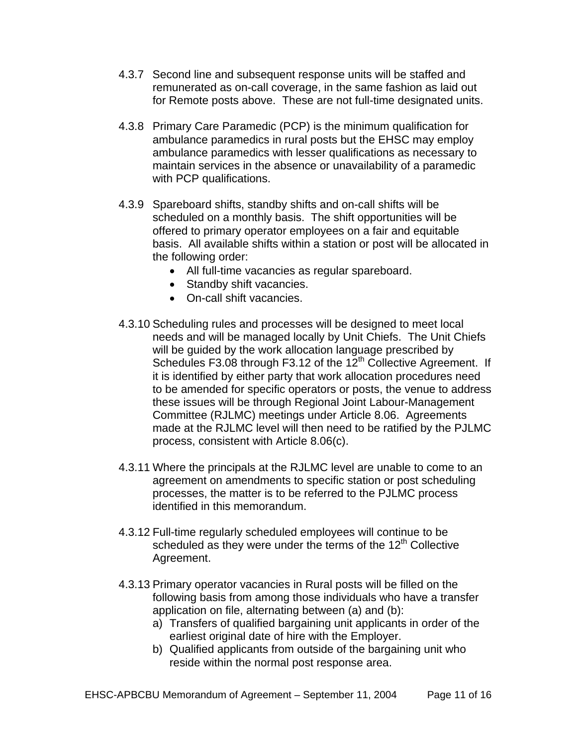4.3.7 Second line and subsequent response units will be staffed and remunerated as on-call coverage, in the same fashion as laid out for Remote posts above. These are not full-time designated units.

4.3.8 Primary Care Paramedic (PCP) is the minimum qualification for ambulance paramedics in rural posts but the EHSC may employ ambulance paramedics with lesser qualifications as necessary to maintain services in the absence or unavailability of a paramedic with PCP qualifications.

4.3.9 Spareboard shifts, standby shifts and on-call shifts will be scheduled on a monthly basis. The shift opportunities will be offered to primary operator employees on a fair and equitable basis. All available shifts within a station or post will be allocated in the following order:

- All full-time vacancies as regular spareboard.
- Standby shift vacancies.
- On-call shift vacancies.

4.3.10 Scheduling rules and processes will be designed to meet local needs and will be managed locally by Unit Chiefs. The Unit Chiefs will be guided by the work allocation language prescribed by Schedules F3.08 through F3.12 of the 12th Collective Agreement. If it is identified by either party that work allocation procedures need to be amended for specific operators or posts, the venue to address these issues will be through Regional Joint Labour-Management Committee (RJLMC) meetings under Article 8.06. Agreements made at the RJLMC level will then need to be ratified by the PJLMC process, consistent with Article 8.06(c).

4.3.11 Where the principals at the RJLMC level are unable to come to an agreement on amendments to specific station or post scheduling processes, the matter is to be referred to the PJLMC process identified in this memorandum.

4.3.12 Full-time regularly scheduled employees will continue to be scheduled as they were under the terms of the 12th Collective Agreement.

4.3.13 Primary operator vacancies in Rural posts will be filled on the following basis from among those individuals who have a transfer application on file, alternating between (a) and (b):

a) Transfers of qualified bargaining unit applicants in order of the earliest original date of hire with the Employer.
b) Qualified applicants from outside of the bargaining unit who reside within the normal post response area.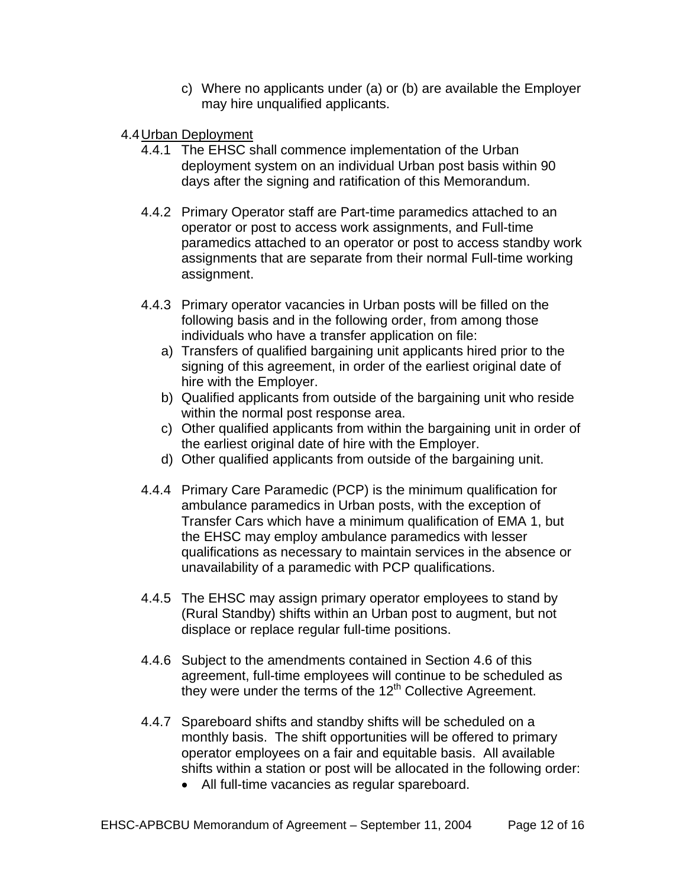c) Where no applicants under (a) or (b) are available the Employer may hire unqualified applicants.

4.4 Urban Deployment

4.4.1 The EHSC shall commence implementation of the Urban deployment system on an individual Urban post basis within 90 days after the signing and ratification of this Memorandum.

4.4.2 Primary Operator staff are Part-time paramedics attached to an operator or post to access work assignments, and Full-time paramedics attached to an operator or post to access standby work assignments that are separate from their normal Full-time working assignment.

4.4.3 Primary operator vacancies in Urban posts will be filled on the following basis and in the following order, from among those individuals who have a transfer application on file:

a) Transfers of qualified bargaining unit applicants hired prior to the signing of this agreement, in order of the earliest original date of hire with the Employer.
b) Qualified applicants from outside of the bargaining unit who reside within the normal post response area.
c) Other qualified applicants from within the bargaining unit in order of the earliest original date of hire with the Employer.
d) Other qualified applicants from outside of the bargaining unit.

4.4.4 Primary Care Paramedic (PCP) is the minimum qualification for ambulance paramedics in Urban posts, with the exception of Transfer Cars which have a minimum qualification of EMA 1, but the EHSC may employ ambulance paramedics with lesser qualifications as necessary to maintain services in the absence or unavailability of a paramedic with PCP qualifications.

4.4.5 The EHSC may assign primary operator employees to stand by (Rural Standby) shifts within an Urban post to augment, but not displace or replace regular full-time positions.

4.4.6 Subject to the amendments contained in Section 4.6 of this agreement, full-time employees will continue to be scheduled as they were under the terms of the 12th Collective Agreement.

4.4.7 Spareboard shifts and standby shifts will be scheduled on a monthly basis. The shift opportunities will be offered to primary operator employees on a fair and equitable basis. All available shifts within a station or post will be allocated in the following order:

- All full-time vacancies as regular spareboard.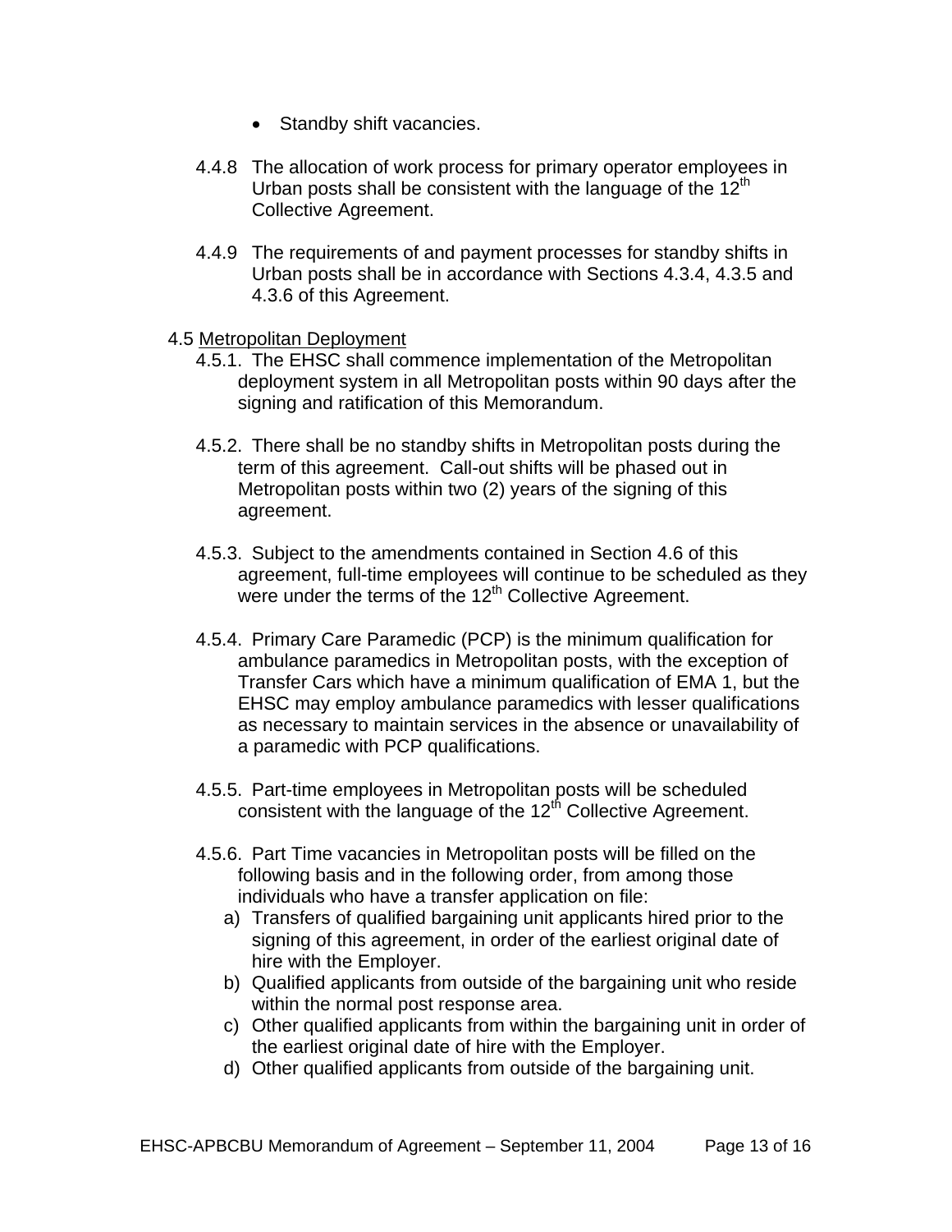- Standby shift vacancies.

4.4.8 The allocation of work process for primary operator employees in Urban posts shall be consistent with the language of the 12th Collective Agreement.

4.4.9 The requirements of and payment processes for standby shifts in Urban posts shall be in accordance with Sections 4.3.4, 4.3.5 and 4.3.6 of this Agreement.

4.5 Metropolitan Deployment

4.5.1. The EHSC shall commence implementation of the Metropolitan deployment system in all Metropolitan posts within 90 days after the signing and ratification of this Memorandum.

4.5.2. There shall be no standby shifts in Metropolitan posts during the term of this agreement. Call-out shifts will be phased out in Metropolitan posts within two (2) years of the signing of this agreement.

4.5.3. Subject to the amendments contained in Section 4.6 of this agreement, full-time employees will continue to be scheduled as they were under the terms of the 12th Collective Agreement.

4.5.4. Primary Care Paramedic (PCP) is the minimum qualification for ambulance paramedics in Metropolitan posts, with the exception of Transfer Cars which have a minimum qualification of EMA 1, but the EHSC may employ ambulance paramedics with lesser qualifications as necessary to maintain services in the absence or unavailability of a paramedic with PCP qualifications.

4.5.5. Part-time employees in Metropolitan posts will be scheduled consistent with the language of the 12th Collective Agreement.

4.5.6. Part Time vacancies in Metropolitan posts will be filled on the following basis and in the following order, from among those individuals who have a transfer application on file:

a) Transfers of qualified bargaining unit applicants hired prior to the signing of this agreement, in order of the earliest original date of hire with the Employer.
b) Qualified applicants from outside of the bargaining unit who reside within the normal post response area.
c) Other qualified applicants from within the bargaining unit in order of the earliest original date of hire with the Employer.
d) Other qualified applicants from outside of the bargaining unit.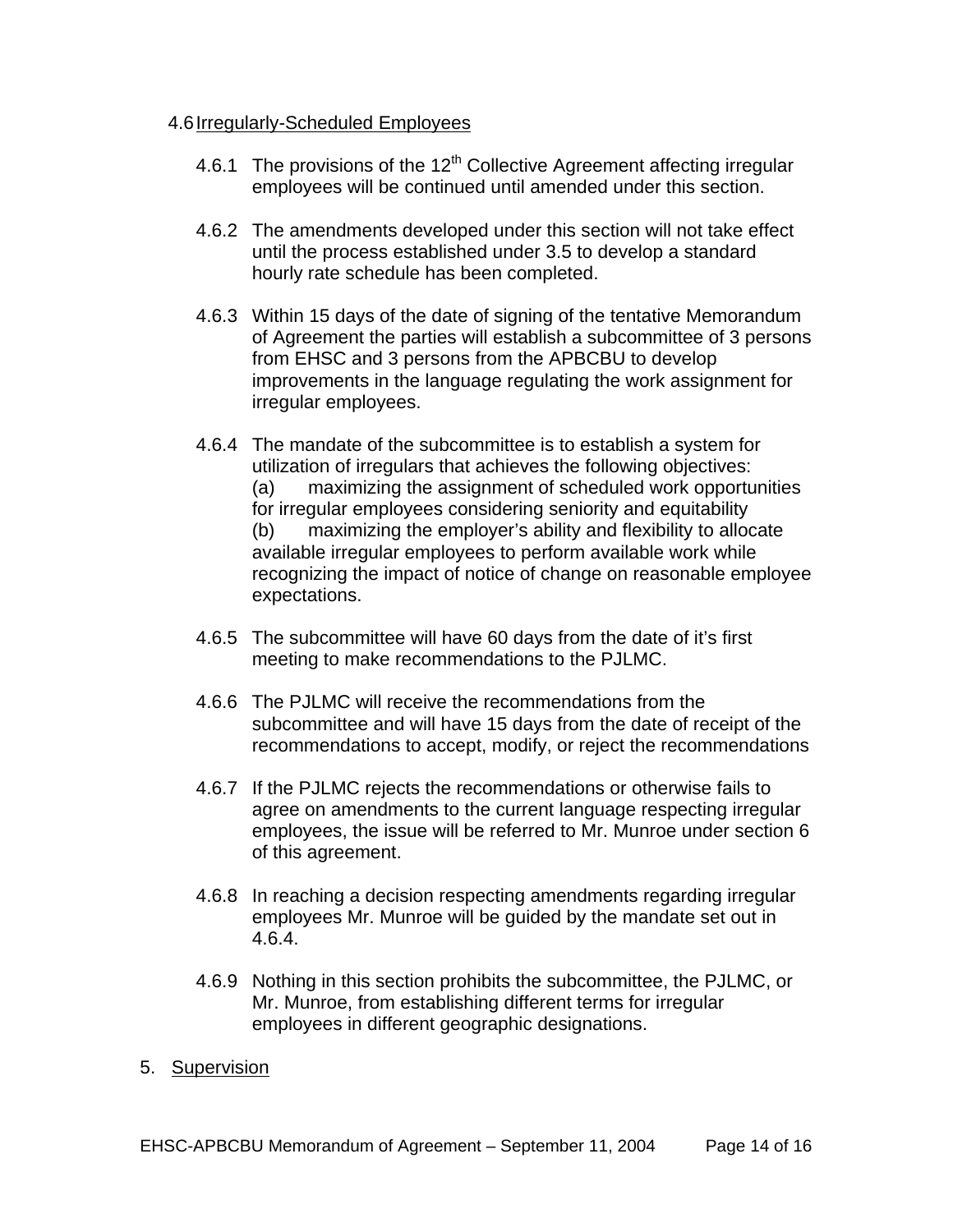4.6 Irregularly-Scheduled Employees

4.6.1 The provisions of the 12th Collective Agreement affecting irregular employees will be continued until amended under this section.

4.6.2 The amendments developed under this section will not take effect until the process established under 3.5 to develop a standard hourly rate schedule has been completed.

4.6.3 Within 15 days of the date of signing of the tentative Memorandum of Agreement the parties will establish a subcommittee of 3 persons from EHSC and 3 persons from the APBCBU to develop improvements in the language regulating the work assignment for irregular employees.

4.6.4 The mandate of the subcommittee is to establish a system for utilization of irregulars that achieves the following objectives:
(a) maximizing the assignment of scheduled work opportunities for irregular employees considering seniority and equitability
(b) maximizing the employer's ability and flexibility to allocate available irregular employees to perform available work while recognizing the impact of notice of change on reasonable employee expectations.

4.6.5 The subcommittee will have 60 days from the date of it's first meeting to make recommendations to the PJLMC.

4.6.6 The PJLMC will receive the recommendations from the subcommittee and will have 15 days from the date of receipt of the recommendations to accept, modify, or reject the recommendations

4.6.7 If the PJLMC rejects the recommendations or otherwise fails to agree on amendments to the current language respecting irregular employees, the issue will be referred to Mr. Munroe under section 6 of this agreement.

4.6.8 In reaching a decision respecting amendments regarding irregular employees Mr. Munroe will be guided by the mandate set out in 4.6.4.

4.6.9 Nothing in this section prohibits the subcommittee, the PJLMC, or Mr. Munroe, from establishing different terms for irregular employees in different geographic designations.

5. Supervision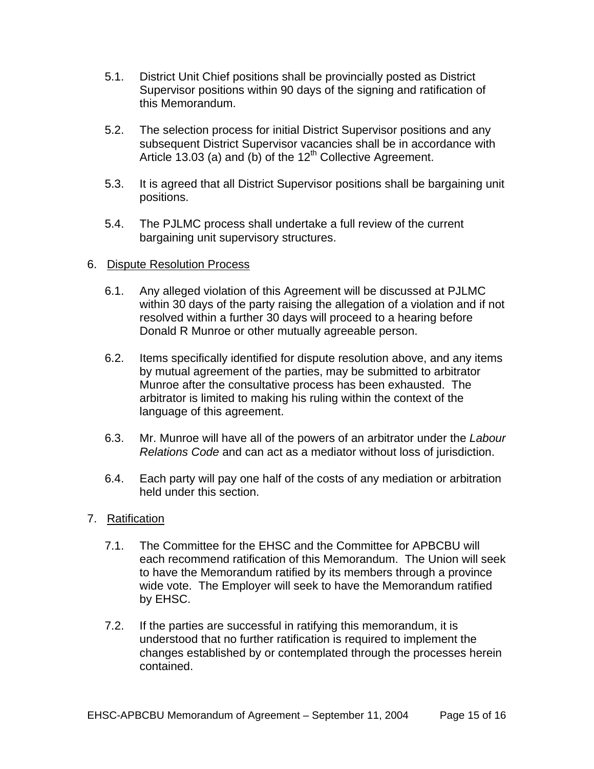5.1. District Unit Chief positions shall be provincially posted as District Supervisor positions within 90 days of the signing and ratification of this Memorandum.

5.2. The selection process for initial District Supervisor positions and any subsequent District Supervisor vacancies shall be in accordance with Article 13.03 (a) and (b) of the 12th Collective Agreement.

5.3. It is agreed that all District Supervisor positions shall be bargaining unit positions.

5.4. The PJLMC process shall undertake a full review of the current bargaining unit supervisory structures.

6. <u>Dispute Resolution Process</u>

6.1. Any alleged violation of this Agreement will be discussed at PJLMC within 30 days of the party raising the allegation of a violation and if not resolved within a further 30 days will proceed to a hearing before Donald R Munroe or other mutually agreeable person.

6.2. Items specifically identified for dispute resolution above, and any items by mutual agreement of the parties, may be submitted to arbitrator Munroe after the consultative process has been exhausted. The arbitrator is limited to making his ruling within the context of the language of this agreement.

6.3. Mr. Munroe will have all of the powers of an arbitrator under the *Labour Relations Code* and can act as a mediator without loss of jurisdiction.

6.4. Each party will pay one half of the costs of any mediation or arbitration held under this section.

7. <u>Ratification</u>

7.1. The Committee for the EHSC and the Committee for APBCBU will each recommend ratification of this Memorandum. The Union will seek to have the Memorandum ratified by its members through a province wide vote. The Employer will seek to have the Memorandum ratified by EHSC.

7.2. If the parties are successful in ratifying this memorandum, it is understood that no further ratification is required to implement the changes established by or contemplated through the processes herein contained.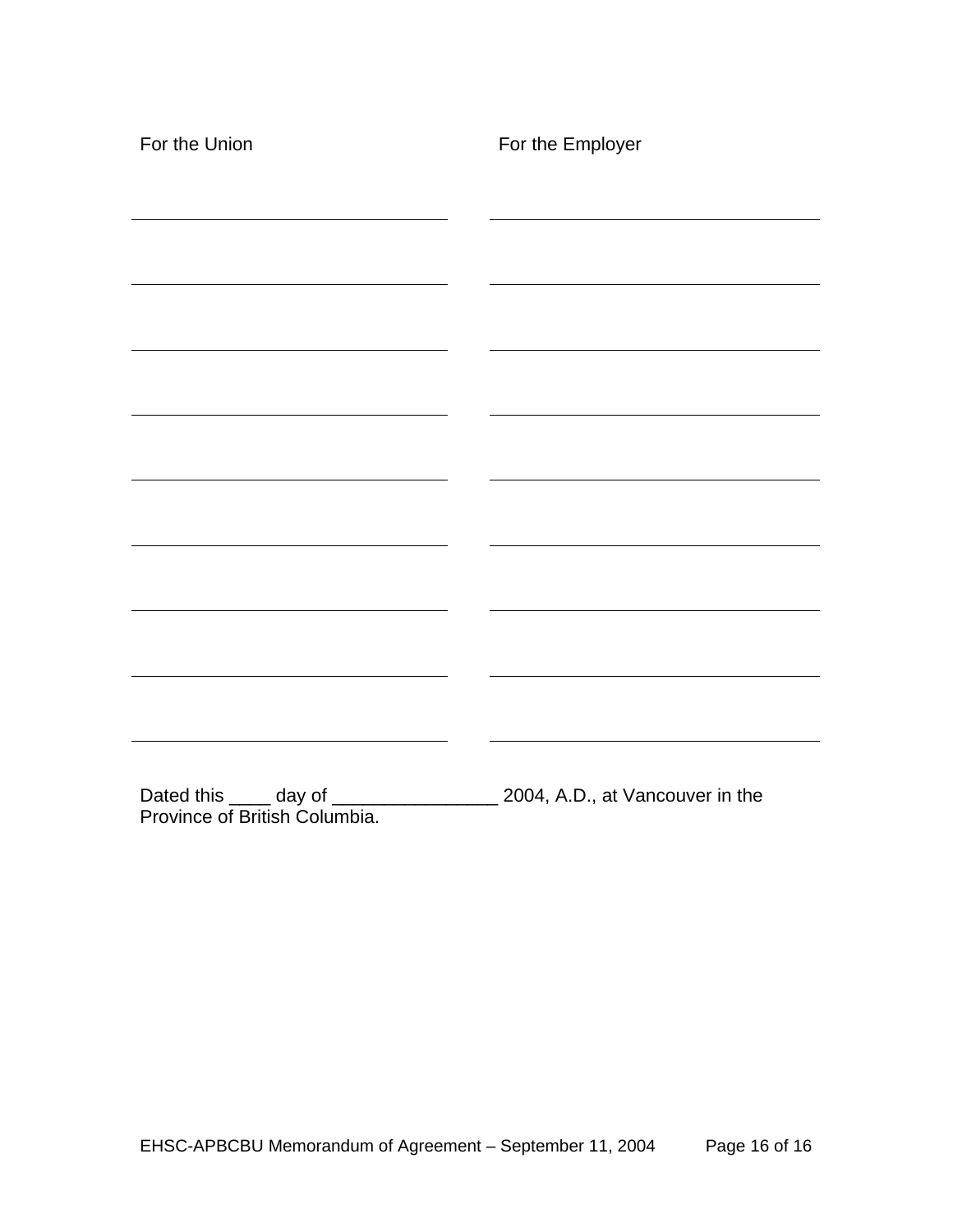| For the Union | For the Employer |
| --- | --- |
| ______________________________ | ______________________________ |
| ______________________________ | ______________________________ |
| ______________________________ | ______________________________ |
| ______________________________ | ______________________________ |
| ______________________________ | ______________________________ |
| ______________________________ | ______________________________ |
| ______________________________ | ______________________________ |
| ______________________________ | ______________________________ |
| ______________________________ | ______________________________ |

Dated this ____ day of ________________ 2004, A.D., at Vancouver in the Province of British Columbia.